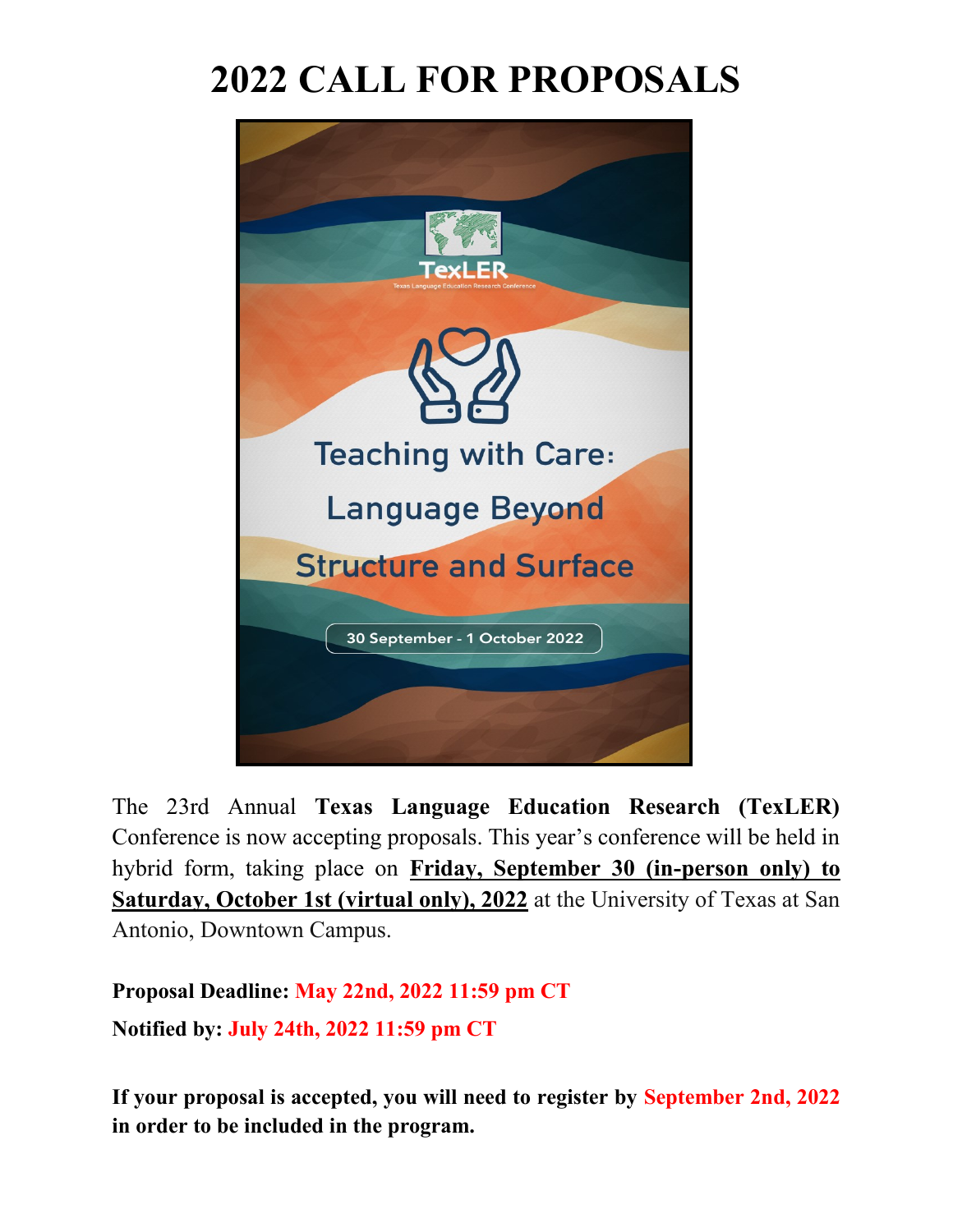# 2022 CALL FOR PROPOSALS

TexLER

Texas Language Education Research Conference

Teaching with Care: Language Beyond Structure and Surface

30 September - 1 October 2022

The 23rd Annual **Texas Language Education Research (TexLER)** Conference is now accepting proposals. This year's conference will be held in hybrid form, taking place on **Friday, September 30 (in-person only) to Saturday, October 1st (virtual only), 2022** at the University of Texas at San Antonio, Downtown Campus.

**Proposal Deadline: May 22nd, 2022 11:59 pm CT**

**Notified by: July 24th, 2022 11:59 pm CT**

**If your proposal is accepted, you will need to register by September 2nd, 2022 in order to be included in the program.**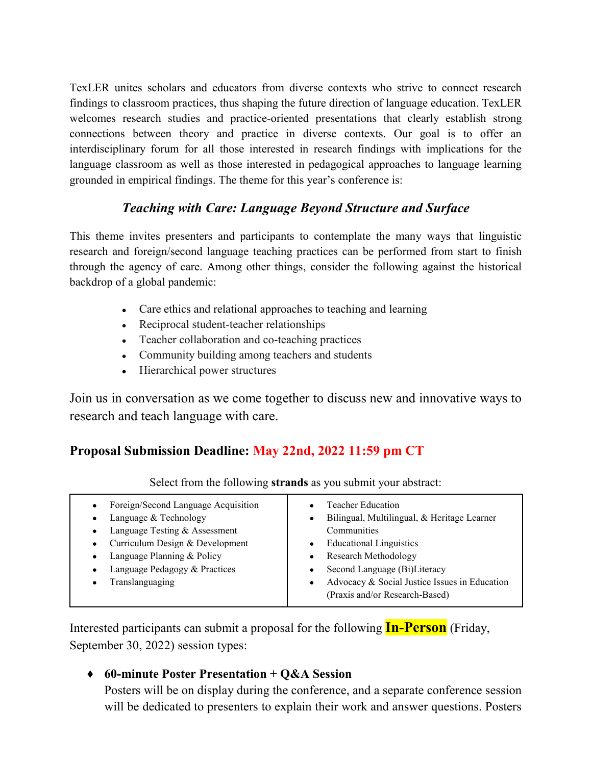TexLER unites scholars and educators from diverse contexts who strive to connect research findings to classroom practices, thus shaping the future direction of language education. TexLER welcomes research studies and practice-oriented presentations that clearly establish strong connections between theory and practice in diverse contexts. Our goal is to offer an interdisciplinary forum for all those interested in research findings with implications for the language classroom as well as those interested in pedagogical approaches to language learning grounded in empirical findings. The theme for this year's conference is:

***Teaching with Care: Language Beyond Structure and Surface***

This theme invites presenters and participants to contemplate the many ways that linguistic research and foreign/second language teaching practices can be performed from start to finish through the agency of care. Among other things, consider the following against the historical backdrop of a global pandemic:

- Care ethics and relational approaches to teaching and learning
- Reciprocal student-teacher relationships
- Teacher collaboration and co-teaching practices
- Community building among teachers and students
- Hierarchical power structures

Join us in conversation as we come together to discuss new and innovative ways to research and teach language with care.

## Proposal Submission Deadline: May 22nd, 2022 11:59 pm CT

Select from the following **strands** as you submit your abstract:

| | |
|---|---|
| • Foreign/Second Language Acquisition<br>• Language & Technology<br>• Language Testing & Assessment<br>• Curriculum Design & Development<br>• Language Planning & Policy<br>• Language Pedagogy & Practices<br>• Translanguaging | • Teacher Education<br>• Bilingual, Multilingual, & Heritage Learner Communities<br>• Educational Linguistics<br>• Research Methodology<br>• Second Language (Bi)Literacy<br>• Advocacy & Social Justice Issues in Education (Praxis and/or Research-Based) |

Interested participants can submit a proposal for the following **In-Person** (Friday, September 30, 2022) session types:

- **60-minute Poster Presentation + Q&A Session**
  Posters will be on display during the conference, and a separate conference session will be dedicated to presenters to explain their work and answer questions. Posters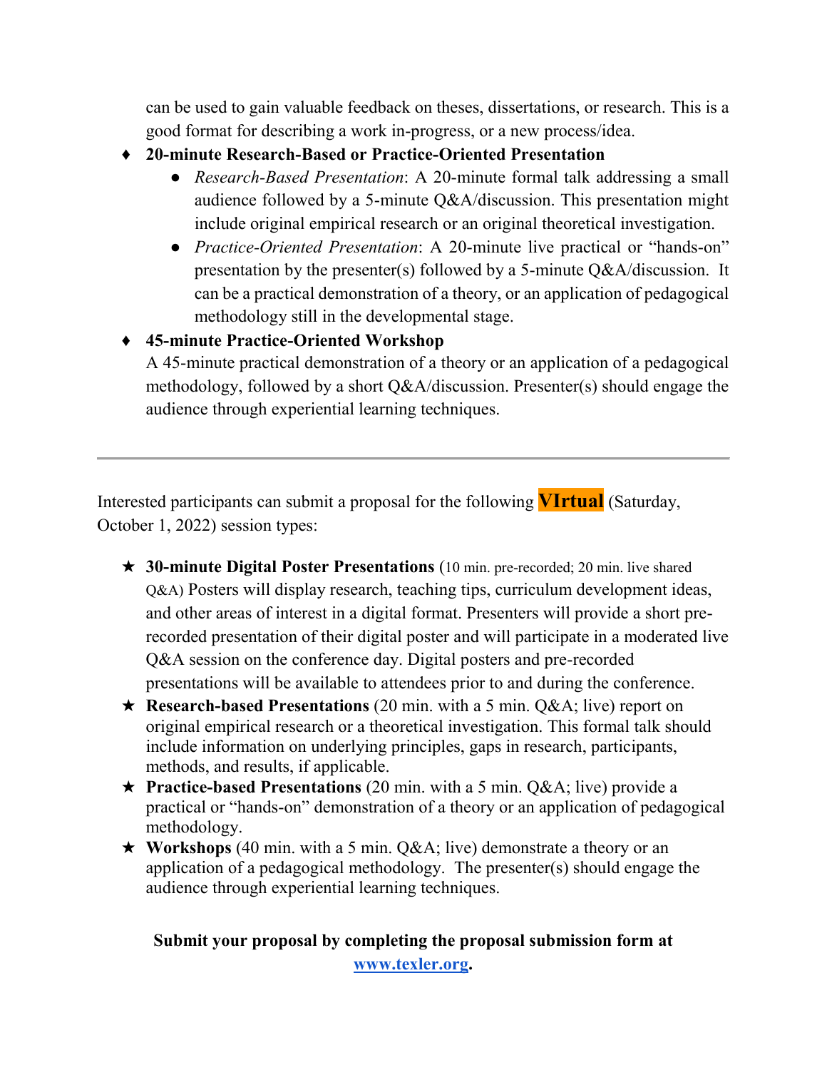can be used to gain valuable feedback on theses, dissertations, or research. This is a good format for describing a work in-progress, or a new process/idea.

- **20-minute Research-Based or Practice-Oriented Presentation**
  - *Research-Based Presentation*: A 20-minute formal talk addressing a small audience followed by a 5-minute Q&A/discussion. This presentation might include original empirical research or an original theoretical investigation.
  - *Practice-Oriented Presentation*: A 20-minute live practical or "hands-on" presentation by the presenter(s) followed by a 5-minute Q&A/discussion. It can be a practical demonstration of a theory, or an application of pedagogical methodology still in the developmental stage.
- **45-minute Practice-Oriented Workshop**
  A 45-minute practical demonstration of a theory or an application of a pedagogical methodology, followed by a short Q&A/discussion. Presenter(s) should engage the audience through experiential learning techniques.

---

Interested participants can submit a proposal for the following **VIrtual** (Saturday, October 1, 2022) session types:

- **30-minute Digital Poster Presentations** (10 min. pre-recorded; 20 min. live shared Q&A) Posters will display research, teaching tips, curriculum development ideas, and other areas of interest in a digital format. Presenters will provide a short pre-recorded presentation of their digital poster and will participate in a moderated live Q&A session on the conference day. Digital posters and pre-recorded presentations will be available to attendees prior to and during the conference.
- **Research-based Presentations** (20 min. with a 5 min. Q&A; live) report on original empirical research or a theoretical investigation. This formal talk should include information on underlying principles, gaps in research, participants, methods, and results, if applicable.
- **Practice-based Presentations** (20 min. with a 5 min. Q&A; live) provide a practical or "hands-on" demonstration of a theory or an application of pedagogical methodology.
- **Workshops** (40 min. with a 5 min. Q&A; live) demonstrate a theory or an application of a pedagogical methodology. The presenter(s) should engage the audience through experiential learning techniques.

**Submit your proposal by completing the proposal submission form at [www.texler.org](www.texler.org).**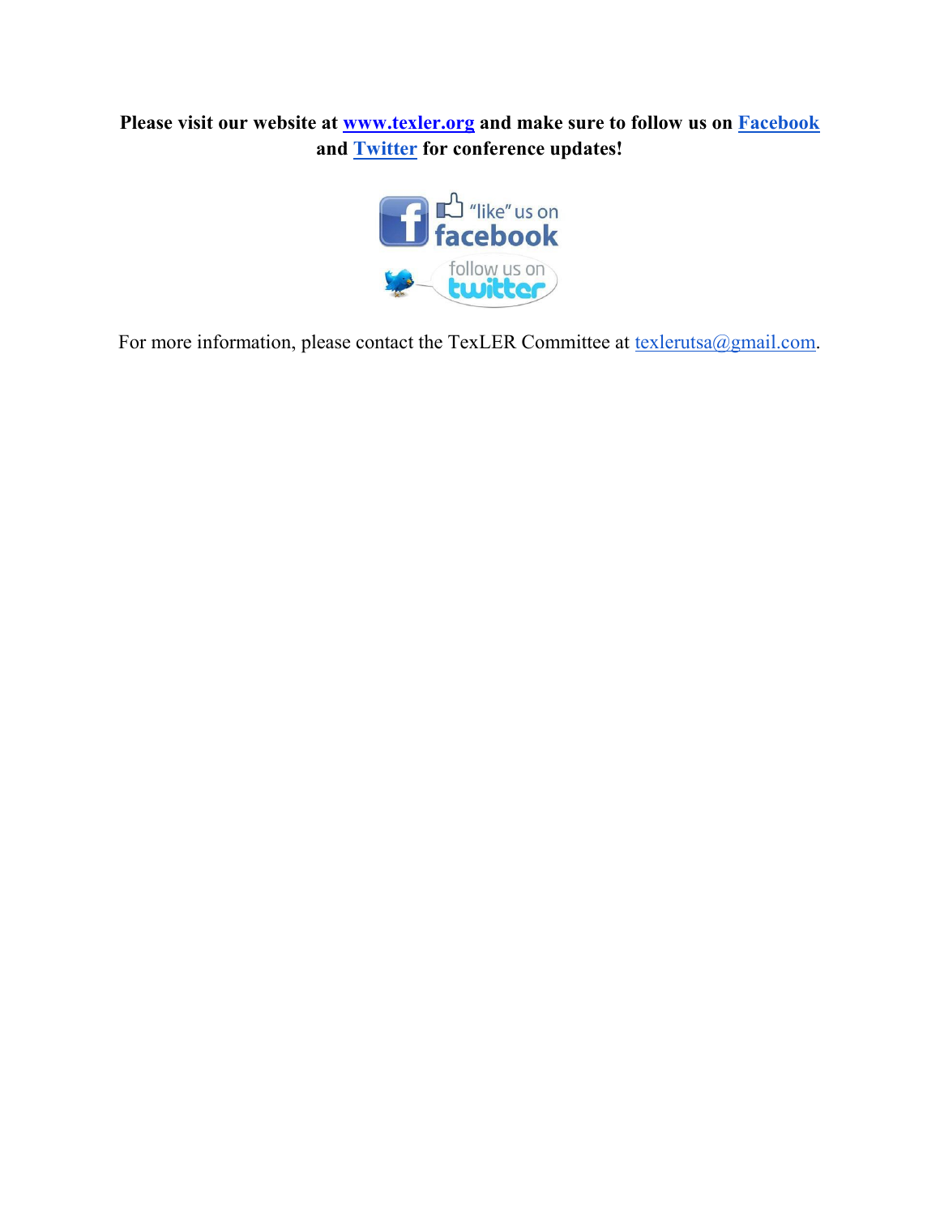**Please visit our website at [www.texler.org](http://www.texler.org) and make sure to follow us on [Facebook](Facebook) and [Twitter](Twitter) for conference updates!**

For more information, please contact the TexLER Committee at texlerutsa@gmail.com.